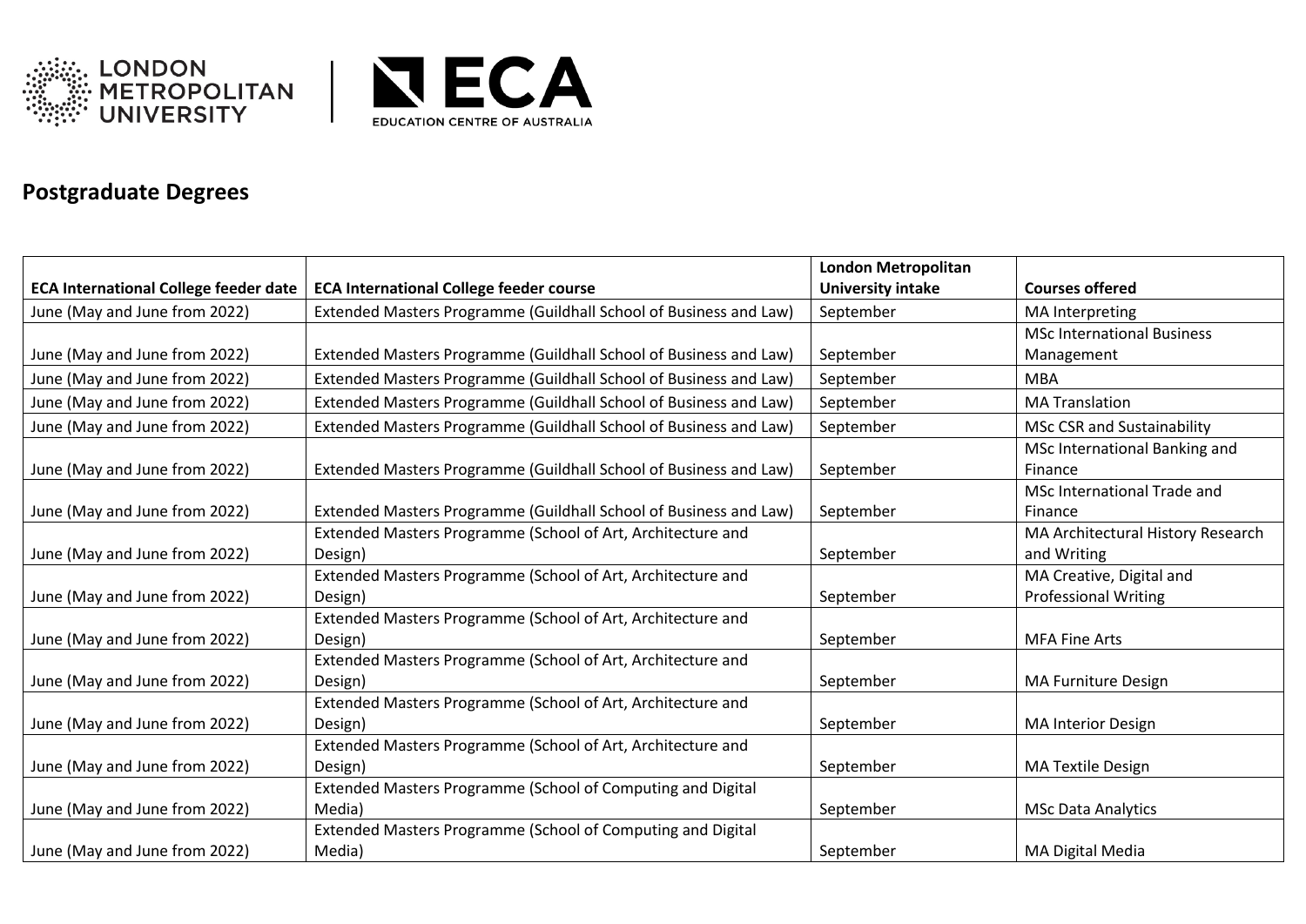## Postgraduate Degrees

| ECA International College feeder date | ECA International College feeder course | London Metropolitan University intake | Courses offered |
|---|---|---|---|
| June (May and June from 2022) | Extended Masters Programme (Guildhall School of Business and Law) | September | MA Interpreting |
| June (May and June from 2022) | Extended Masters Programme (Guildhall School of Business and Law) | September | MSc International Business Management |
| June (May and June from 2022) | Extended Masters Programme (Guildhall School of Business and Law) | September | MBA |
| June (May and June from 2022) | Extended Masters Programme (Guildhall School of Business and Law) | September | MA Translation |
| June (May and June from 2022) | Extended Masters Programme (Guildhall School of Business and Law) | September | MSc CSR and Sustainability |
| June (May and June from 2022) | Extended Masters Programme (Guildhall School of Business and Law) | September | MSc International Banking and Finance |
| June (May and June from 2022) | Extended Masters Programme (Guildhall School of Business and Law) | September | MSc International Trade and Finance |
| June (May and June from 2022) | Extended Masters Programme (School of Art, Architecture and Design) | September | MA Architectural History Research and Writing |
| June (May and June from 2022) | Extended Masters Programme (School of Art, Architecture and Design) | September | MA Creative, Digital and Professional Writing |
| June (May and June from 2022) | Extended Masters Programme (School of Art, Architecture and Design) | September | MFA Fine Arts |
| June (May and June from 2022) | Extended Masters Programme (School of Art, Architecture and Design) | September | MA Furniture Design |
| June (May and June from 2022) | Extended Masters Programme (School of Art, Architecture and Design) | September | MA Interior Design |
| June (May and June from 2022) | Extended Masters Programme (School of Art, Architecture and Design) | September | MA Textile Design |
| June (May and June from 2022) | Extended Masters Programme (School of Computing and Digital Media) | September | MSc Data Analytics |
| June (May and June from 2022) | Extended Masters Programme (School of Computing and Digital Media) | September | MA Digital Media |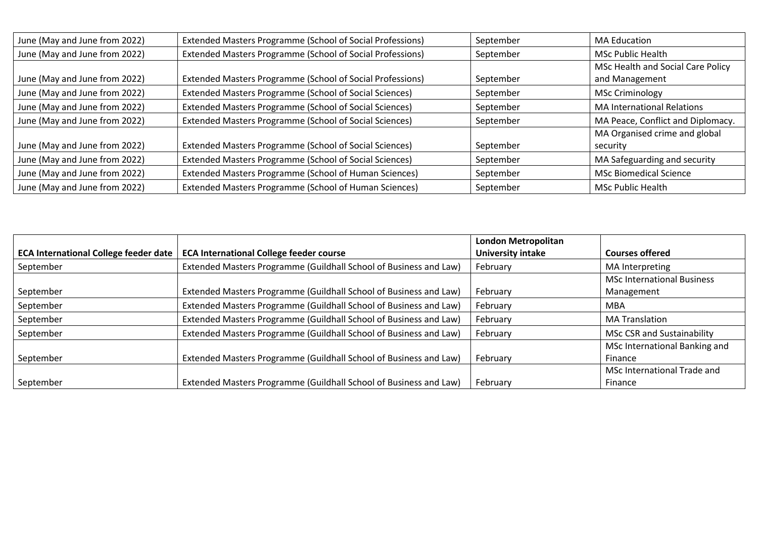| | | | |
|---|---|---|---|
| June (May and June from 2022) | Extended Masters Programme (School of Social Professions) | September | MA Education |
| June (May and June from 2022) | Extended Masters Programme (School of Social Professions) | September | MSc Public Health |
| June (May and June from 2022) | Extended Masters Programme (School of Social Professions) | September | MSc Health and Social Care Policy and Management |
| June (May and June from 2022) | Extended Masters Programme (School of Social Sciences) | September | MSc Criminology |
| June (May and June from 2022) | Extended Masters Programme (School of Social Sciences) | September | MA International Relations |
| June (May and June from 2022) | Extended Masters Programme (School of Social Sciences) | September | MA Peace, Conflict and Diplomacy. |
| June (May and June from 2022) | Extended Masters Programme (School of Social Sciences) | September | MA Organised crime and global security |
| June (May and June from 2022) | Extended Masters Programme (School of Social Sciences) | September | MA Safeguarding and security |
| June (May and June from 2022) | Extended Masters Programme (School of Human Sciences) | September | MSc Biomedical Science |
| June (May and June from 2022) | Extended Masters Programme (School of Human Sciences) | September | MSc Public Health |

| ECA International College feeder date | ECA International College feeder course | London Metropolitan University intake | Courses offered |
|---|---|---|---|
| September | Extended Masters Programme (Guildhall School of Business and Law) | February | MA Interpreting |
| September | Extended Masters Programme (Guildhall School of Business and Law) | February | MSc International Business Management |
| September | Extended Masters Programme (Guildhall School of Business and Law) | February | MBA |
| September | Extended Masters Programme (Guildhall School of Business and Law) | February | MA Translation |
| September | Extended Masters Programme (Guildhall School of Business and Law) | February | MSc CSR and Sustainability |
| September | Extended Masters Programme (Guildhall School of Business and Law) | February | MSc International Banking and Finance |
| September | Extended Masters Programme (Guildhall School of Business and Law) | February | MSc International Trade and Finance |